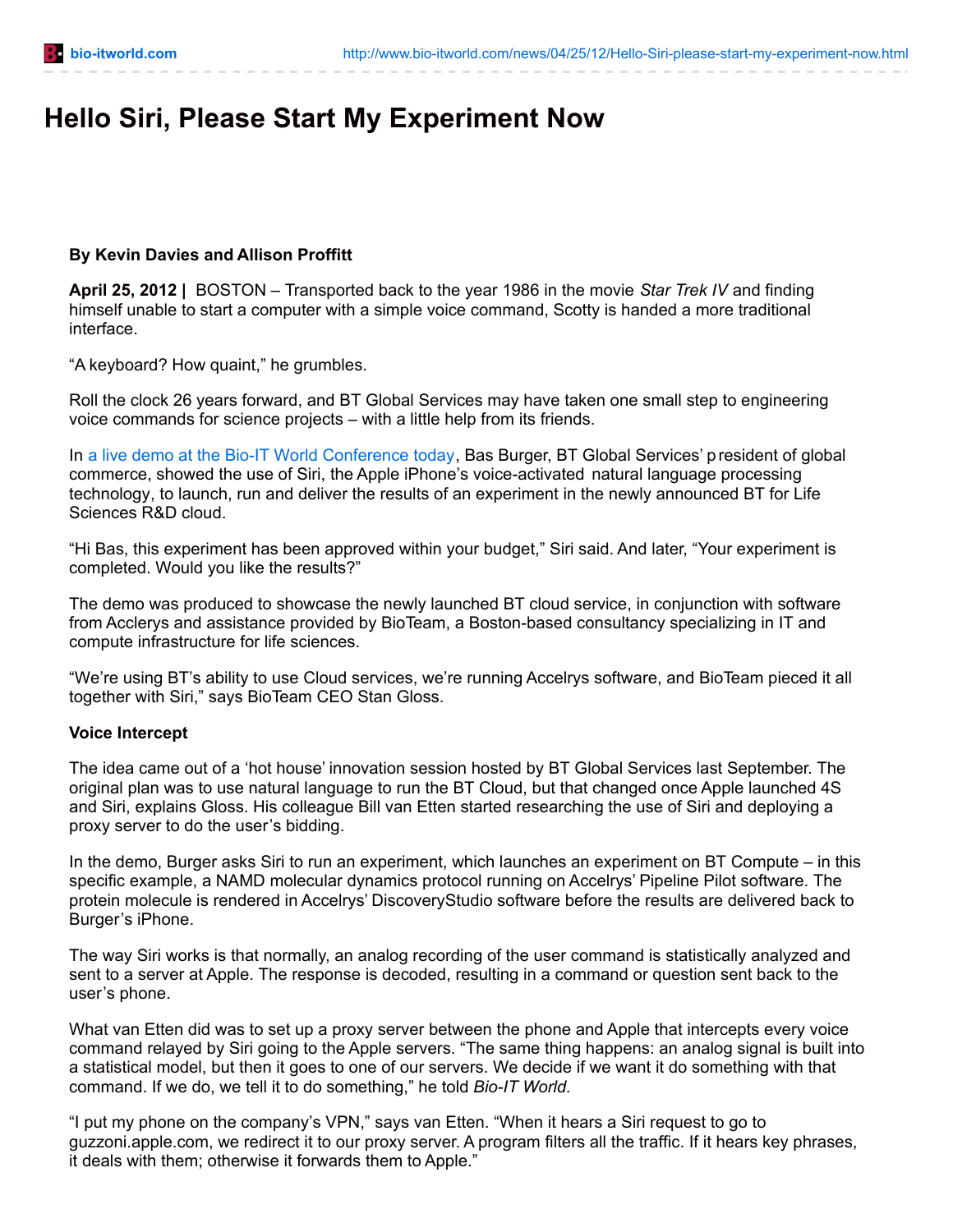# Hello Siri, Please Start My Experiment Now

**By Kevin Davies and Allison Proffitt**

**April 25, 2012 |** BOSTON – Transported back to the year 1986 in the movie *Star Trek IV* and finding himself unable to start a computer with a simple voice command, Scotty is handed a more traditional interface.

"A keyboard? How quaint," he grumbles.

Roll the clock 26 years forward, and BT Global Services may have taken one small step to engineering voice commands for science projects – with a little help from its friends.

In a live demo at the Bio-IT World Conference today, Bas Burger, BT Global Services' president of global commerce, showed the use of Siri, the Apple iPhone's voice-activated natural language processing technology, to launch, run and deliver the results of an experiment in the newly announced BT for Life Sciences R&D cloud.

"Hi Bas, this experiment has been approved within your budget," Siri said. And later, "Your experiment is completed. Would you like the results?"

The demo was produced to showcase the newly launched BT cloud service, in conjunction with software from Acclerys and assistance provided by BioTeam, a Boston-based consultancy specializing in IT and compute infrastructure for life sciences.

"We're using BT's ability to use Cloud services, we're running Accelrys software, and BioTeam pieced it all together with Siri," says BioTeam CEO Stan Gloss.

**Voice Intercept**

The idea came out of a 'hot house' innovation session hosted by BT Global Services last September. The original plan was to use natural language to run the BT Cloud, but that changed once Apple launched 4S and Siri, explains Gloss. His colleague Bill van Etten started researching the use of Siri and deploying a proxy server to do the user's bidding.

In the demo, Burger asks Siri to run an experiment, which launches an experiment on BT Compute – in this specific example, a NAMD molecular dynamics protocol running on Accelrys' Pipeline Pilot software. The protein molecule is rendered in Accelrys' DiscoveryStudio software before the results are delivered back to Burger's iPhone.

The way Siri works is that normally, an analog recording of the user command is statistically analyzed and sent to a server at Apple. The response is decoded, resulting in a command or question sent back to the user's phone.

What van Etten did was to set up a proxy server between the phone and Apple that intercepts every voice command relayed by Siri going to the Apple servers. "The same thing happens: an analog signal is built into a statistical model, but then it goes to one of our servers. We decide if we want it do something with that command. If we do, we tell it to do something," he told *Bio-IT World.*

"I put my phone on the company's VPN," says van Etten. "When it hears a Siri request to go to guzzoni.apple.com, we redirect it to our proxy server. A program filters all the traffic. If it hears key phrases, it deals with them; otherwise it forwards them to Apple."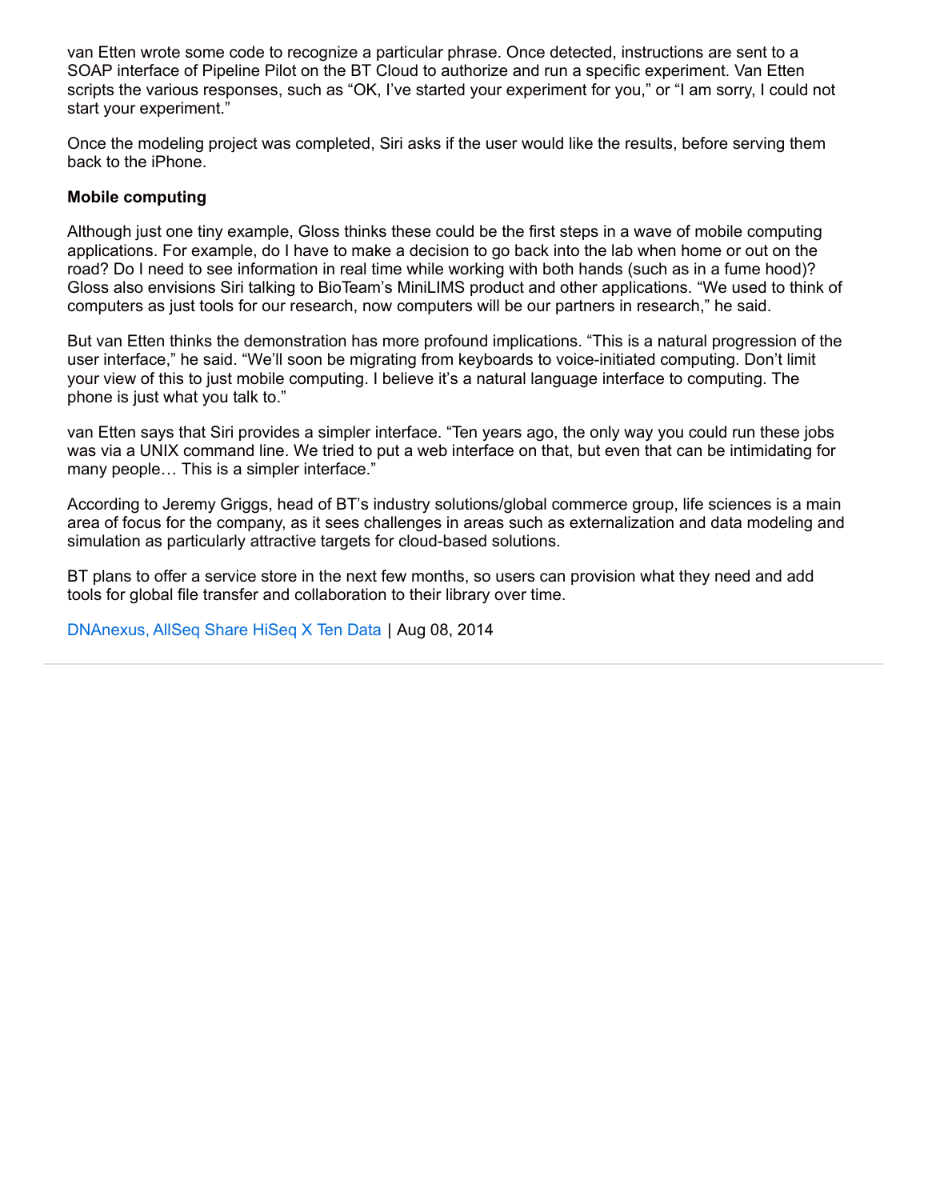van Etten wrote some code to recognize a particular phrase. Once detected, instructions are sent to a SOAP interface of Pipeline Pilot on the BT Cloud to authorize and run a specific experiment. Van Etten scripts the various responses, such as “OK, I’ve started your experiment for you,” or “I am sorry, I could not start your experiment.”

Once the modeling project was completed, Siri asks if the user would like the results, before serving them back to the iPhone.

**Mobile computing**

Although just one tiny example, Gloss thinks these could be the first steps in a wave of mobile computing applications. For example, do I have to make a decision to go back into the lab when home or out on the road? Do I need to see information in real time while working with both hands (such as in a fume hood)? Gloss also envisions Siri talking to BioTeam’s MiniLIMS product and other applications. “We used to think of computers as just tools for our research, now computers will be our partners in research,” he said.

But van Etten thinks the demonstration has more profound implications. “This is a natural progression of the user interface,” he said. “We’ll soon be migrating from keyboards to voice-initiated computing. Don’t limit your view of this to just mobile computing. I believe it’s a natural language interface to computing. The phone is just what you talk to.”

van Etten says that Siri provides a simpler interface. “Ten years ago, the only way you could run these jobs was via a UNIX command line. We tried to put a web interface on that, but even that can be intimidating for many people… This is a simpler interface.”

According to Jeremy Griggs, head of BT’s industry solutions/global commerce group, life sciences is a main area of focus for the company, as it sees challenges in areas such as externalization and data modeling and simulation as particularly attractive targets for cloud-based solutions.

BT plans to offer a service store in the next few months, so users can provision what they need and add tools for global file transfer and collaboration to their library over time.

DNAnexus, AllSeq Share HiSeq X Ten Data | Aug 08, 2014